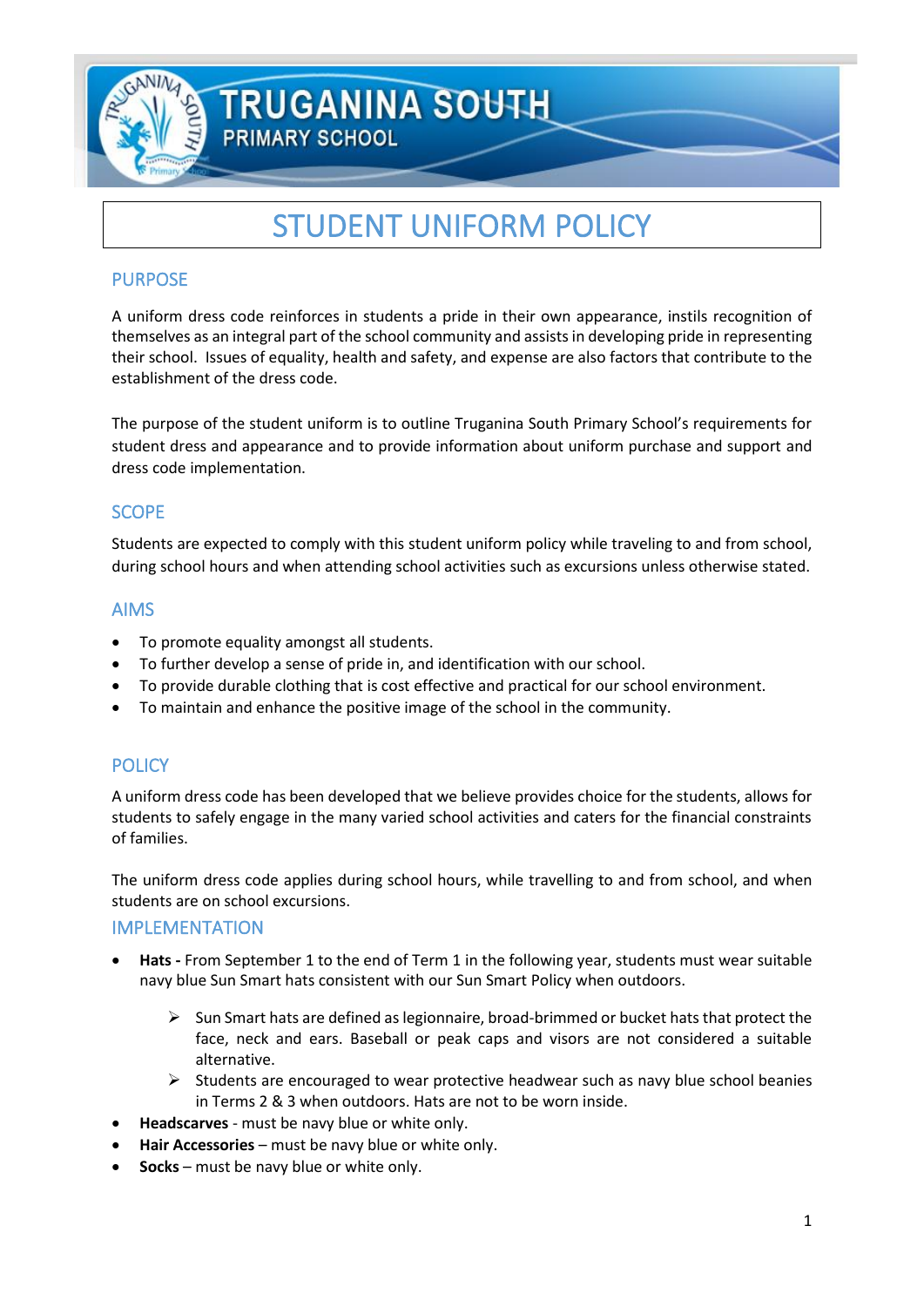# TRUGANINA SOUTH PRIMARY SCHOOL

# STUDENT UNIFORM POLICY

## PURPOSE

A uniform dress code reinforces in students a pride in their own appearance, instils recognition of themselves as an integral part of the school community and assists in developing pride in representing their school. Issues of equality, health and safety, and expense are also factors that contribute to the establishment of the dress code.

The purpose of the student uniform is to outline Truganina South Primary School's requirements for student dress and appearance and to provide information about uniform purchase and support and dress code implementation.

## SCOPE

Students are expected to comply with this student uniform policy while traveling to and from school, during school hours and when attending school activities such as excursions unless otherwise stated.

## AIMS

- To promote equality amongst all students.
- To further develop a sense of pride in, and identification with our school.
- To provide durable clothing that is cost effective and practical for our school environment.
- To maintain and enhance the positive image of the school in the community.

## POLICY

A uniform dress code has been developed that we believe provides choice for the students, allows for students to safely engage in the many varied school activities and caters for the financial constraints of families.

The uniform dress code applies during school hours, while travelling to and from school, and when students are on school excursions.

## IMPLEMENTATION

- **Hats -** From September 1 to the end of Term 1 in the following year, students must wear suitable navy blue Sun Smart hats consistent with our Sun Smart Policy when outdoors.
  - Sun Smart hats are defined as legionnaire, broad-brimmed or bucket hats that protect the face, neck and ears. Baseball or peak caps and visors are not considered a suitable alternative.
  - Students are encouraged to wear protective headwear such as navy blue school beanies in Terms 2 & 3 when outdoors. Hats are not to be worn inside.
- **Headscarves** - must be navy blue or white only.
- **Hair Accessories** – must be navy blue or white only.
- **Socks** – must be navy blue or white only.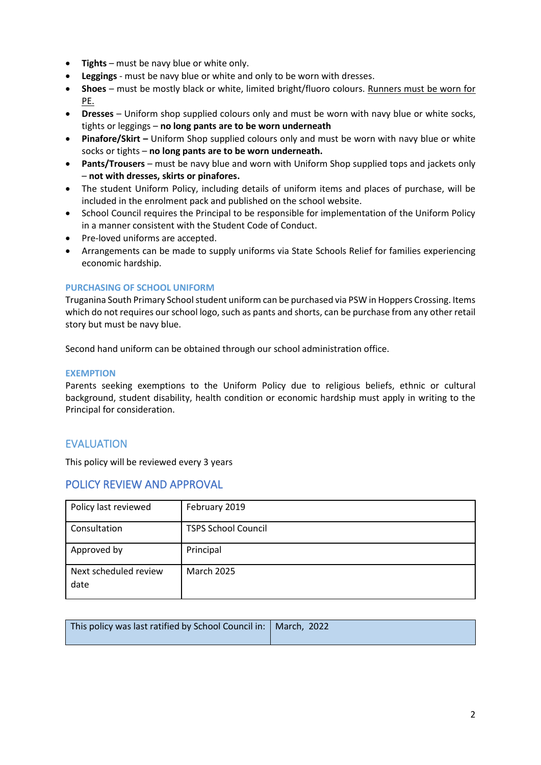- **Tights** – must be navy blue or white only.
- **Leggings** - must be navy blue or white and only to be worn with dresses.
- **Shoes** – must be mostly black or white, limited bright/fluoro colours. <u>Runners must be worn for PE.</u>
- **Dresses** – Uniform shop supplied colours only and must be worn with navy blue or white socks, tights or leggings – **no long pants are to be worn underneath**
- **Pinafore/Skirt –** Uniform Shop supplied colours only and must be worn with navy blue or white socks or tights – **no long pants are to be worn underneath.**
- **Pants/Trousers** – must be navy blue and worn with Uniform Shop supplied tops and jackets only – **not with dresses, skirts or pinafores.**
- The student Uniform Policy, including details of uniform items and places of purchase, will be included in the enrolment pack and published on the school website.
- School Council requires the Principal to be responsible for implementation of the Uniform Policy in a manner consistent with the Student Code of Conduct.
- Pre-loved uniforms are accepted.
- Arrangements can be made to supply uniforms via State Schools Relief for families experiencing economic hardship.

### PURCHASING OF SCHOOL UNIFORM

Truganina South Primary School student uniform can be purchased via PSW in Hoppers Crossing. Items which do not requires our school logo, such as pants and shorts, can be purchase from any other retail story but must be navy blue.

Second hand uniform can be obtained through our school administration office.

### EXEMPTION

Parents seeking exemptions to the Uniform Policy due to religious beliefs, ethnic or cultural background, student disability, health condition or economic hardship must apply in writing to the Principal for consideration.

## EVALUATION

This policy will be reviewed every 3 years

## POLICY REVIEW AND APPROVAL

| | |
|---|---|
| Policy last reviewed | February 2019 |
| Consultation | TSPS School Council |
| Approved by | Principal |
| Next scheduled review date | March 2025 |

| | |
|---|---|
| This policy was last ratified by School Council in: | March, 2022 |